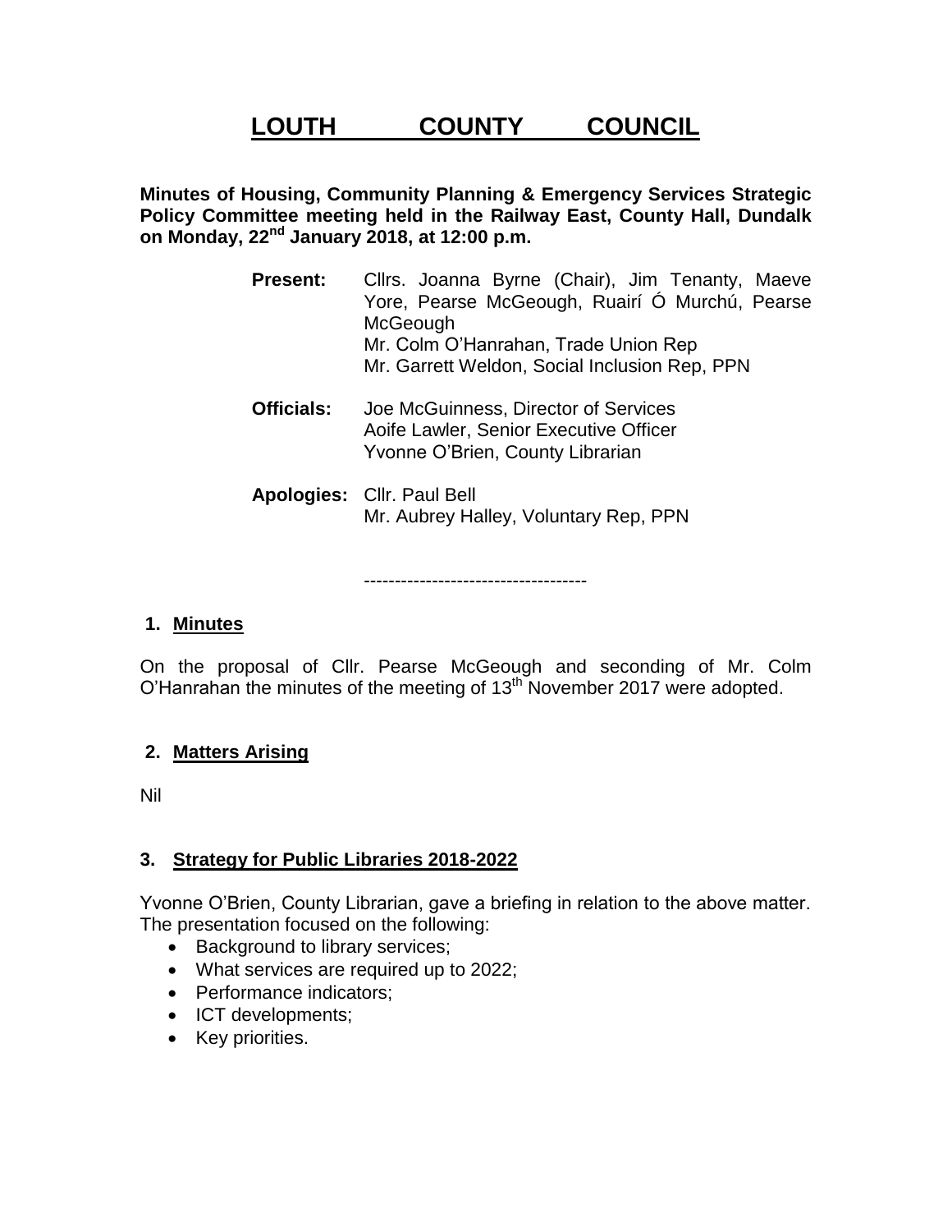# LOUTH COUNTY COUNCIL

**Minutes of Housing, Community Planning & Emergency Services Strategic Policy Committee meeting held in the Railway East, County Hall, Dundalk on Monday, 22nd January 2018, at 12:00 p.m.**

**Present:** Cllrs. Joanna Byrne (Chair), Jim Tenanty, Maeve Yore, Pearse McGeough, Ruairí Ó Murchú, Pearse McGeough
Mr. Colm O'Hanrahan, Trade Union Rep
Mr. Garrett Weldon, Social Inclusion Rep, PPN

**Officials:** Joe McGuinness, Director of Services
Aoife Lawler, Senior Executive Officer
Yvonne O'Brien, County Librarian

**Apologies:** Cllr. Paul Bell
Mr. Aubrey Halley, Voluntary Rep, PPN

------------------------------------

## 1. Minutes

On the proposal of Cllr. Pearse McGeough and seconding of Mr. Colm O'Hanrahan the minutes of the meeting of 13th November 2017 were adopted.

## 2. Matters Arising

Nil

## 3. Strategy for Public Libraries 2018-2022

Yvonne O'Brien, County Librarian, gave a briefing in relation to the above matter. The presentation focused on the following:

- Background to library services;
- What services are required up to 2022;
- Performance indicators;
- ICT developments;
- Key priorities.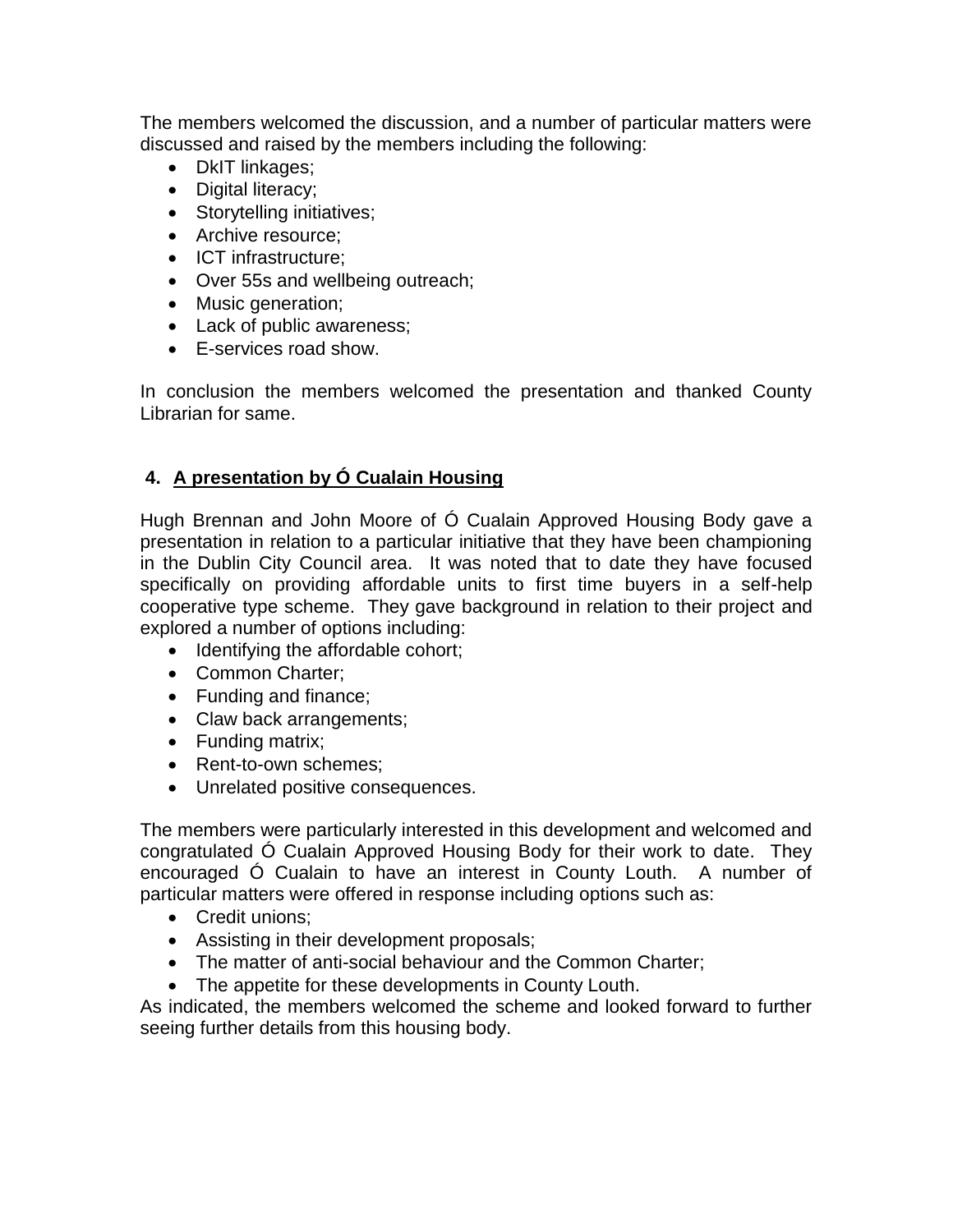The members welcomed the discussion, and a number of particular matters were discussed and raised by the members including the following:

- DkIT linkages;
- Digital literacy;
- Storytelling initiatives;
- Archive resource;
- ICT infrastructure;
- Over 55s and wellbeing outreach;
- Music generation;
- Lack of public awareness;
- E-services road show.

In conclusion the members welcomed the presentation and thanked County Librarian for same.

## 4. A presentation by Ó Cualain Housing

Hugh Brennan and John Moore of Ó Cualain Approved Housing Body gave a presentation in relation to a particular initiative that they have been championing in the Dublin City Council area. It was noted that to date they have focused specifically on providing affordable units to first time buyers in a self-help cooperative type scheme. They gave background in relation to their project and explored a number of options including:

- Identifying the affordable cohort;
- Common Charter;
- Funding and finance;
- Claw back arrangements;
- Funding matrix;
- Rent-to-own schemes;
- Unrelated positive consequences.

The members were particularly interested in this development and welcomed and congratulated Ó Cualain Approved Housing Body for their work to date. They encouraged Ó Cualain to have an interest in County Louth. A number of particular matters were offered in response including options such as:

- Credit unions;
- Assisting in their development proposals;
- The matter of anti-social behaviour and the Common Charter;
- The appetite for these developments in County Louth.

As indicated, the members welcomed the scheme and looked forward to further seeing further details from this housing body.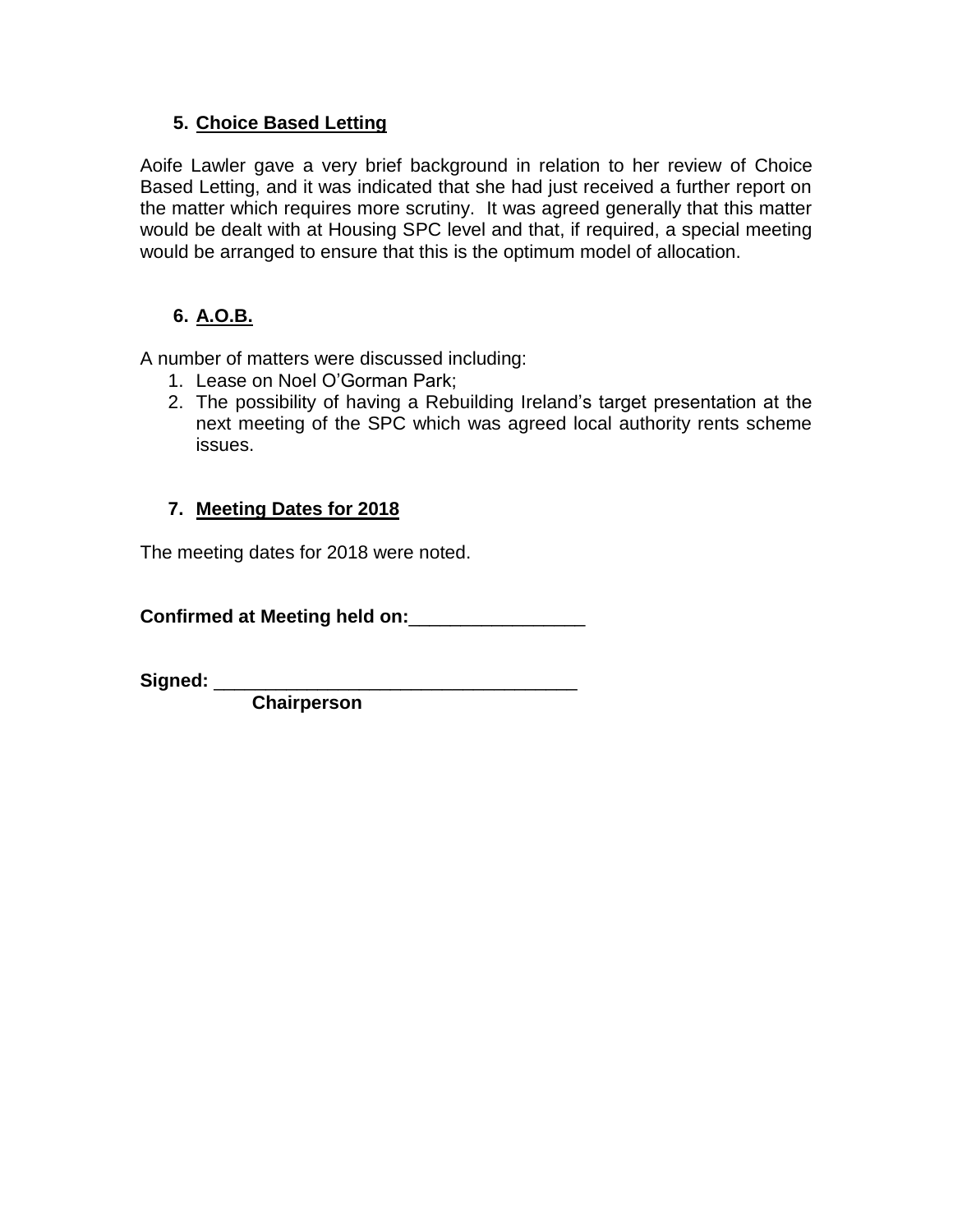## 5. Choice Based Letting

Aoife Lawler gave a very brief background in relation to her review of Choice Based Letting, and it was indicated that she had just received a further report on the matter which requires more scrutiny. It was agreed generally that this matter would be dealt with at Housing SPC level and that, if required, a special meeting would be arranged to ensure that this is the optimum model of allocation.

## 6. A.O.B.

A number of matters were discussed including:

1. Lease on Noel O'Gorman Park;
2. The possibility of having a Rebuilding Ireland's target presentation at the next meeting of the SPC which was agreed local authority rents scheme issues.

## 7. Meeting Dates for 2018

The meeting dates for 2018 were noted.

**Confirmed at Meeting held on:**_________________

**Signed:** ___________________________________
**Chairperson**